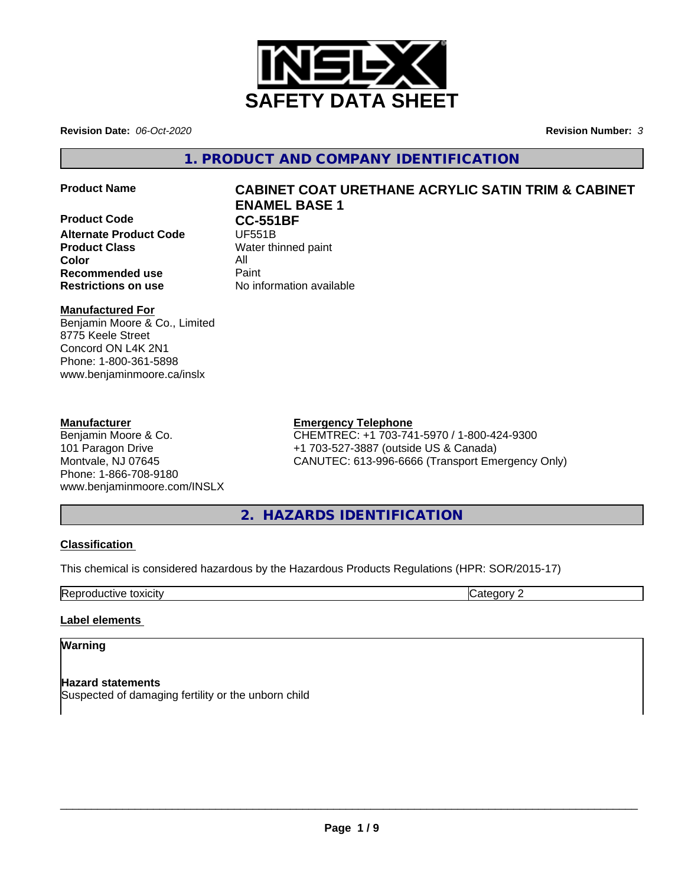# SAFETY DATA SHEET

**Revision Date:** *06-Oct-2020* **Revision Number:** *3*

## 1. PRODUCT AND COMPANY IDENTIFICATION

| | |
|---|---|
| **Product Name** | **CABINET COAT URETHANE ACRYLIC SATIN TRIM & CABINET ENAMEL BASE 1** |
| **Product Code** | **CC-551BF** |
| **Alternate Product Code** | UF551B |
| **Product Class** | Water thinned paint |
| **Color** | All |
| **Recommended use** | Paint |
| **Restrictions on use** | No information available |

**Manufactured For**
Benjamin Moore & Co., Limited
8775 Keele Street
Concord ON L4K 2N1
Phone: 1-800-361-5898
www.benjaminmoore.ca/inslx

**Manufacturer**
Benjamin Moore & Co.
101 Paragon Drive
Montvale, NJ 07645
Phone: 1-866-708-9180
www.benjaminmoore.com/INSLX

**Emergency Telephone**
CHEMTREC: +1 703-741-5970 / 1-800-424-9300
+1 703-527-3887 (outside US & Canada)
CANUTEC: 613-996-6666 (Transport Emergency Only)

## 2. HAZARDS IDENTIFICATION

**Classification**

This chemical is considered hazardous by the Hazardous Products Regulations (HPR: SOR/2015-17)

| Reproductive toxicity | Category 2 |
|---|---|

**Label elements**

**Warning**

**Hazard statements**
Suspected of damaging fertility or the unborn child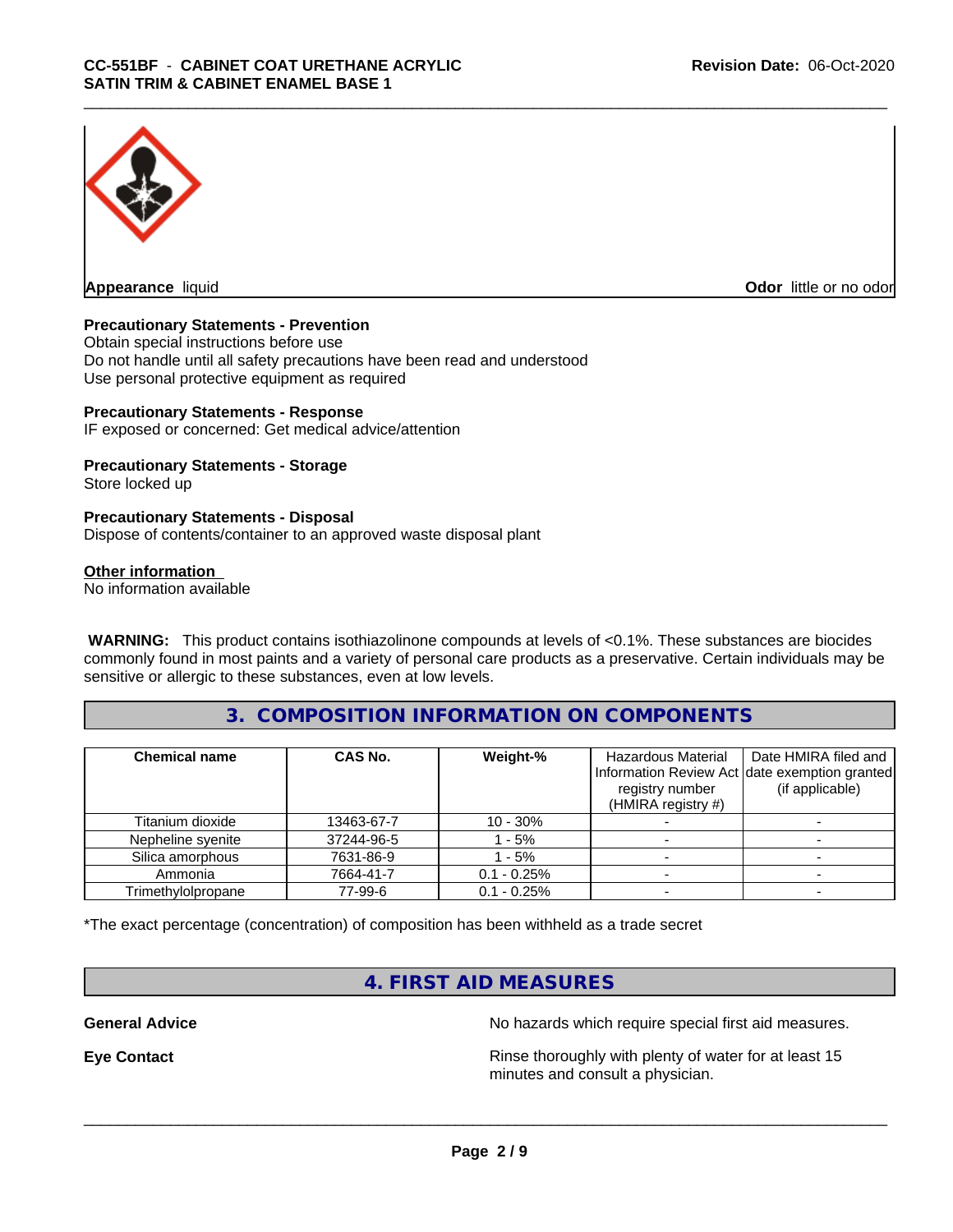**Appearance** liquid

**Odor** little or no odor

**Precautionary Statements - Prevention**

Obtain special instructions before use
Do not handle until all safety precautions have been read and understood
Use personal protective equipment as required

**Precautionary Statements - Response**

IF exposed or concerned: Get medical advice/attention

**Precautionary Statements - Storage**

Store locked up

**Precautionary Statements - Disposal**

Dispose of contents/container to an approved waste disposal plant

**Other information**

No information available

**WARNING:** This product contains isothiazolinone compounds at levels of <0.1%. These substances are biocides commonly found in most paints and a variety of personal care products as a preservative. Certain individuals may be sensitive or allergic to these substances, even at low levels.

## 3. COMPOSITION INFORMATION ON COMPONENTS

| Chemical name | CAS No. | Weight-% | Hazardous Material Information Review Act registry number (HMIRA registry #) | Date HMIRA filed and date exemption granted (if applicable) |
|---|---|---|---|---|
| Titanium dioxide | 13463-67-7 | 10 - 30% | - | - |
| Nepheline syenite | 37244-96-5 | 1 - 5% | - | - |
| Silica amorphous | 7631-86-9 | 1 - 5% | - | - |
| Ammonia | 7664-41-7 | 0.1 - 0.25% | - | - |
| Trimethylolpropane | 77-99-6 | 0.1 - 0.25% | - | - |

*The exact percentage (concentration) of composition has been withheld as a trade secret

## 4. FIRST AID MEASURES

**General Advice** No hazards which require special first aid measures.

**Eye Contact** Rinse thoroughly with plenty of water for at least 15 minutes and consult a physician.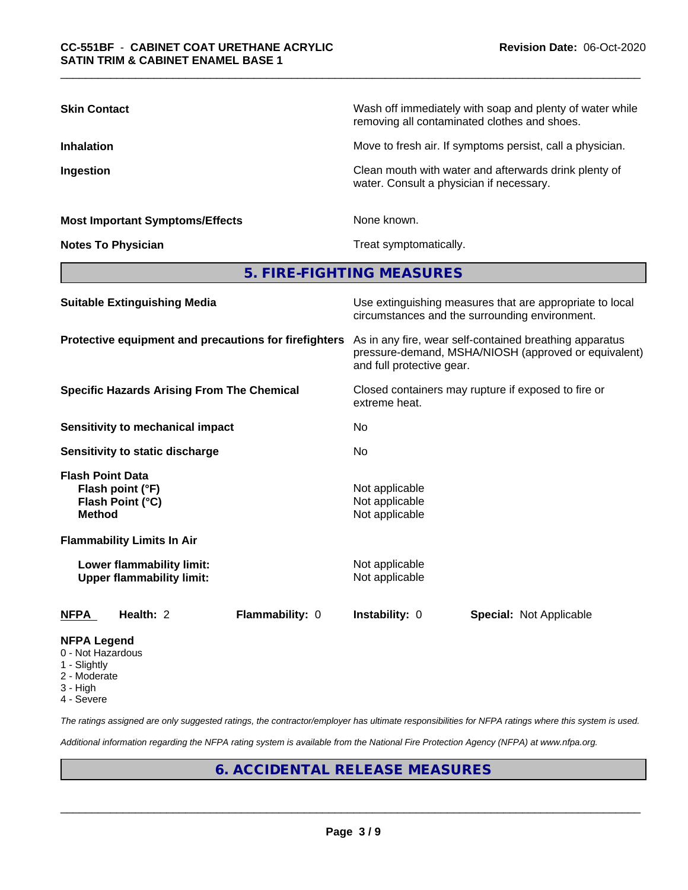| | |
|---|---|
| **Skin Contact** | Wash off immediately with soap and plenty of water while removing all contaminated clothes and shoes. |
| **Inhalation** | Move to fresh air. If symptoms persist, call a physician. |
| **Ingestion** | Clean mouth with water and afterwards drink plenty of water. Consult a physician if necessary. |
| **Most Important Symptoms/Effects** | None known. |
| **Notes To Physician** | Treat symptomatically. |

## 5. FIRE-FIGHTING MEASURES

| | |
|---|---|
| **Suitable Extinguishing Media** | Use extinguishing measures that are appropriate to local circumstances and the surrounding environment. |
| **Protective equipment and precautions for firefighters** | As in any fire, wear self-contained breathing apparatus pressure-demand, MSHA/NIOSH (approved or equivalent) and full protective gear. |
| **Specific Hazards Arising From The Chemical** | Closed containers may rupture if exposed to fire or extreme heat. |
| **Sensitivity to mechanical impact** | No |
| **Sensitivity to static discharge** | No |

**Flash Point Data**

| | |
|---|---|
| **Flash point (°F)** | Not applicable |
| **Flash Point (°C)** | Not applicable |
| **Method** | Not applicable |

**Flammability Limits In Air**

| | |
|---|---|
| **Lower flammability limit:** | Not applicable |
| **Upper flammability limit:** | Not applicable |

| **NFPA** | **Health:** 2 | **Flammability:** 0 | **Instability:** 0 | **Special:** Not Applicable |
|---|---|---|---|---|

**NFPA Legend**
- 0 - Not Hazardous
- 1 - Slightly
- 2 - Moderate
- 3 - High
- 4 - Severe

*The ratings assigned are only suggested ratings, the contractor/employer has ultimate responsibilities for NFPA ratings where this system is used.*

*Additional information regarding the NFPA rating system is available from the National Fire Protection Agency (NFPA) at www.nfpa.org.*

## 6. ACCIDENTAL RELEASE MEASURES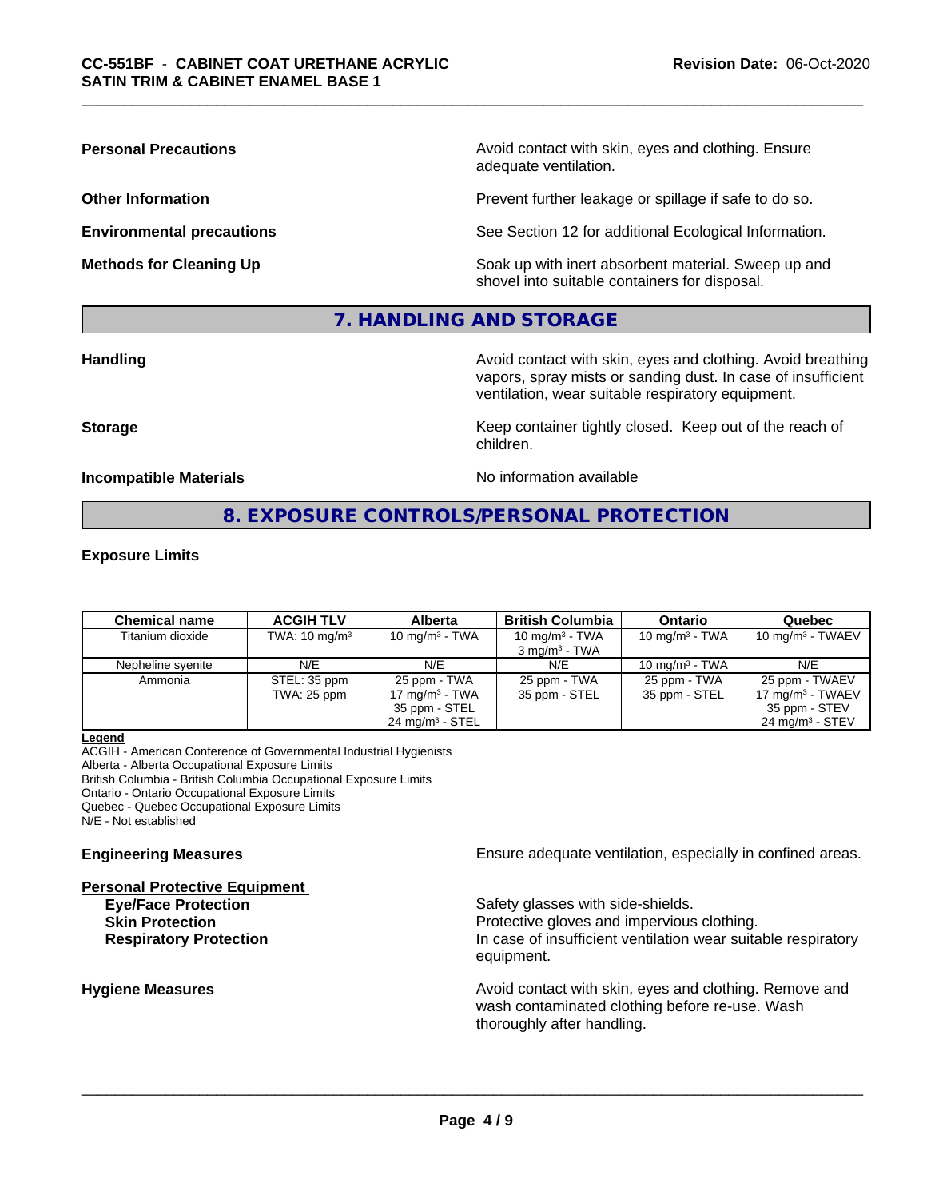**Personal Precautions** Avoid contact with skin, eyes and clothing. Ensure adequate ventilation.

**Other Information** Prevent further leakage or spillage if safe to do so.

**Environmental precautions** See Section 12 for additional Ecological Information.

**Methods for Cleaning Up** Soak up with inert absorbent material. Sweep up and shovel into suitable containers for disposal.

## 7. HANDLING AND STORAGE

**Handling** Avoid contact with skin, eyes and clothing. Avoid breathing vapors, spray mists or sanding dust. In case of insufficient ventilation, wear suitable respiratory equipment.

**Storage** Keep container tightly closed. Keep out of the reach of children.

**Incompatible Materials** No information available

## 8. EXPOSURE CONTROLS/PERSONAL PROTECTION

### Exposure Limits

| Chemical name | ACGIH TLV | Alberta | British Columbia | Ontario | Quebec |
|---|---|---|---|---|---|
| Titanium dioxide | TWA: 10 mg/m³ | 10 mg/m³ - TWA | 10 mg/m³ - TWA<br>3 mg/m³ - TWA | 10 mg/m³ - TWA | 10 mg/m³ - TWAEV |
| Nepheline syenite | N/E | N/E | N/E | 10 mg/m³ - TWA | N/E |
| Ammonia | STEL: 35 ppm<br>TWA: 25 ppm | 25 ppm - TWA<br>17 mg/m³ - TWA<br>35 ppm - STEL<br>24 mg/m³ - STEL | 25 ppm - TWA<br>35 ppm - STEL | 25 ppm - TWA<br>35 ppm - STEL | 25 ppm - TWAEV<br>17 mg/m³ - TWAEV<br>35 ppm - STEV<br>24 mg/m³ - STEV |

**Legend**

ACGIH - American Conference of Governmental Industrial Hygienists
Alberta - Alberta Occupational Exposure Limits
British Columbia - British Columbia Occupational Exposure Limits
Ontario - Ontario Occupational Exposure Limits
Quebec - Quebec Occupational Exposure Limits
N/E - Not established

**Engineering Measures** Ensure adequate ventilation, especially in confined areas.

**Personal Protective Equipment**

**Eye/Face Protection** Safety glasses with side-shields.

**Skin Protection** Protective gloves and impervious clothing.

**Respiratory Protection** In case of insufficient ventilation wear suitable respiratory equipment.

**Hygiene Measures** Avoid contact with skin, eyes and clothing. Remove and wash contaminated clothing before re-use. Wash thoroughly after handling.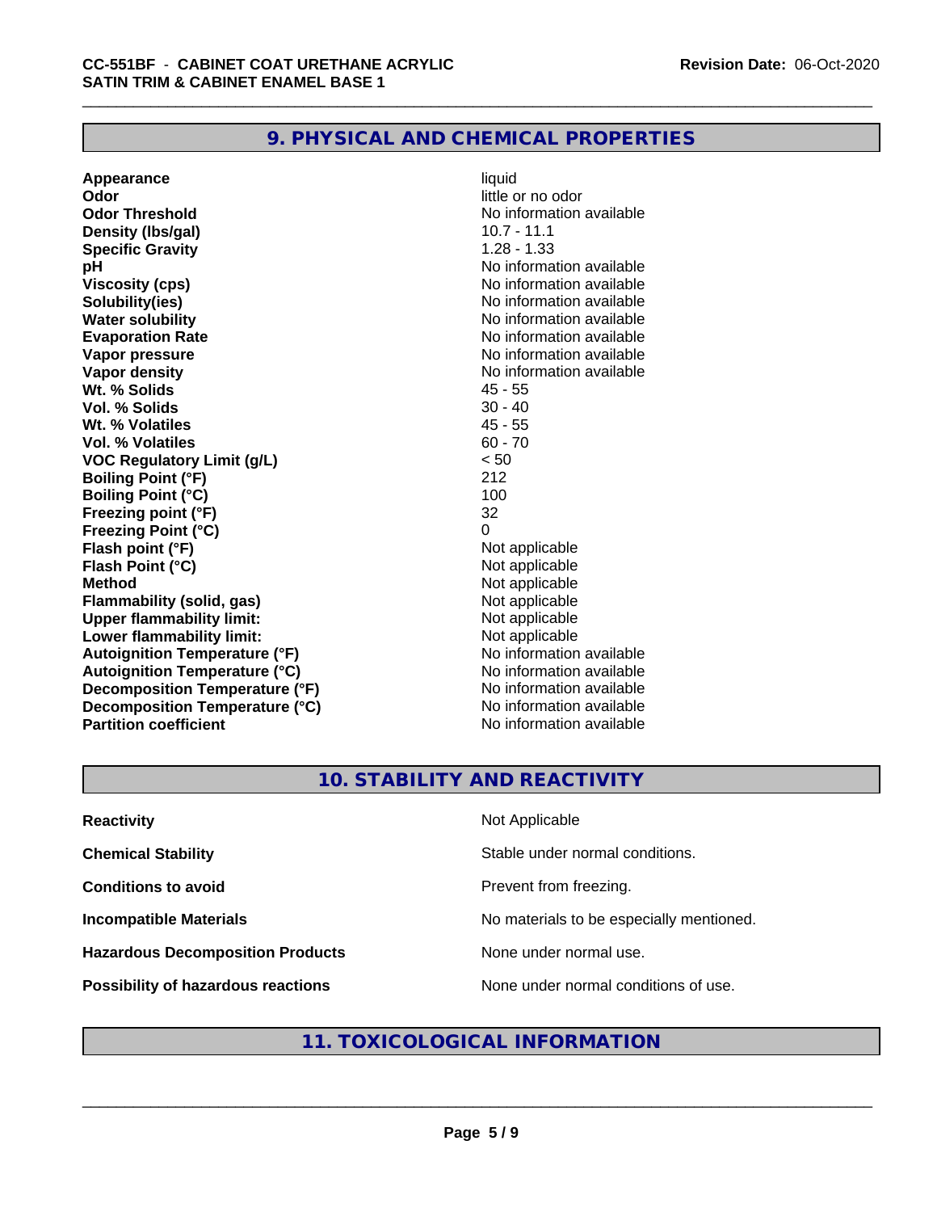## 9. PHYSICAL AND CHEMICAL PROPERTIES

| | |
|---|---|
| **Appearance** | liquid |
| **Odor** | little or no odor |
| **Odor Threshold** | No information available |
| **Density (lbs/gal)** | 10.7 - 11.1 |
| **Specific Gravity** | 1.28 - 1.33 |
| **pH** | No information available |
| **Viscosity (cps)** | No information available |
| **Solubility(ies)** | No information available |
| **Water solubility** | No information available |
| **Evaporation Rate** | No information available |
| **Vapor pressure** | No information available |
| **Vapor density** | No information available |
| **Wt. % Solids** | 45 - 55 |
| **Vol. % Solids** | 30 - 40 |
| **Wt. % Volatiles** | 45 - 55 |
| **Vol. % Volatiles** | 60 - 70 |
| **VOC Regulatory Limit (g/L)** | < 50 |
| **Boiling Point (°F)** | 212 |
| **Boiling Point (°C)** | 100 |
| **Freezing point (°F)** | 32 |
| **Freezing Point (°C)** | 0 |
| **Flash point (°F)** | Not applicable |
| **Flash Point (°C)** | Not applicable |
| **Method** | Not applicable |
| **Flammability (solid, gas)** | Not applicable |
| **Upper flammability limit:** | Not applicable |
| **Lower flammability limit:** | Not applicable |
| **Autoignition Temperature (°F)** | No information available |
| **Autoignition Temperature (°C)** | No information available |
| **Decomposition Temperature (°F)** | No information available |
| **Decomposition Temperature (°C)** | No information available |
| **Partition coefficient** | No information available |

## 10. STABILITY AND REACTIVITY

| | |
|---|---|
| **Reactivity** | Not Applicable |
| **Chemical Stability** | Stable under normal conditions. |
| **Conditions to avoid** | Prevent from freezing. |
| **Incompatible Materials** | No materials to be especially mentioned. |
| **Hazardous Decomposition Products** | None under normal use. |
| **Possibility of hazardous reactions** | None under normal conditions of use. |

## 11. TOXICOLOGICAL INFORMATION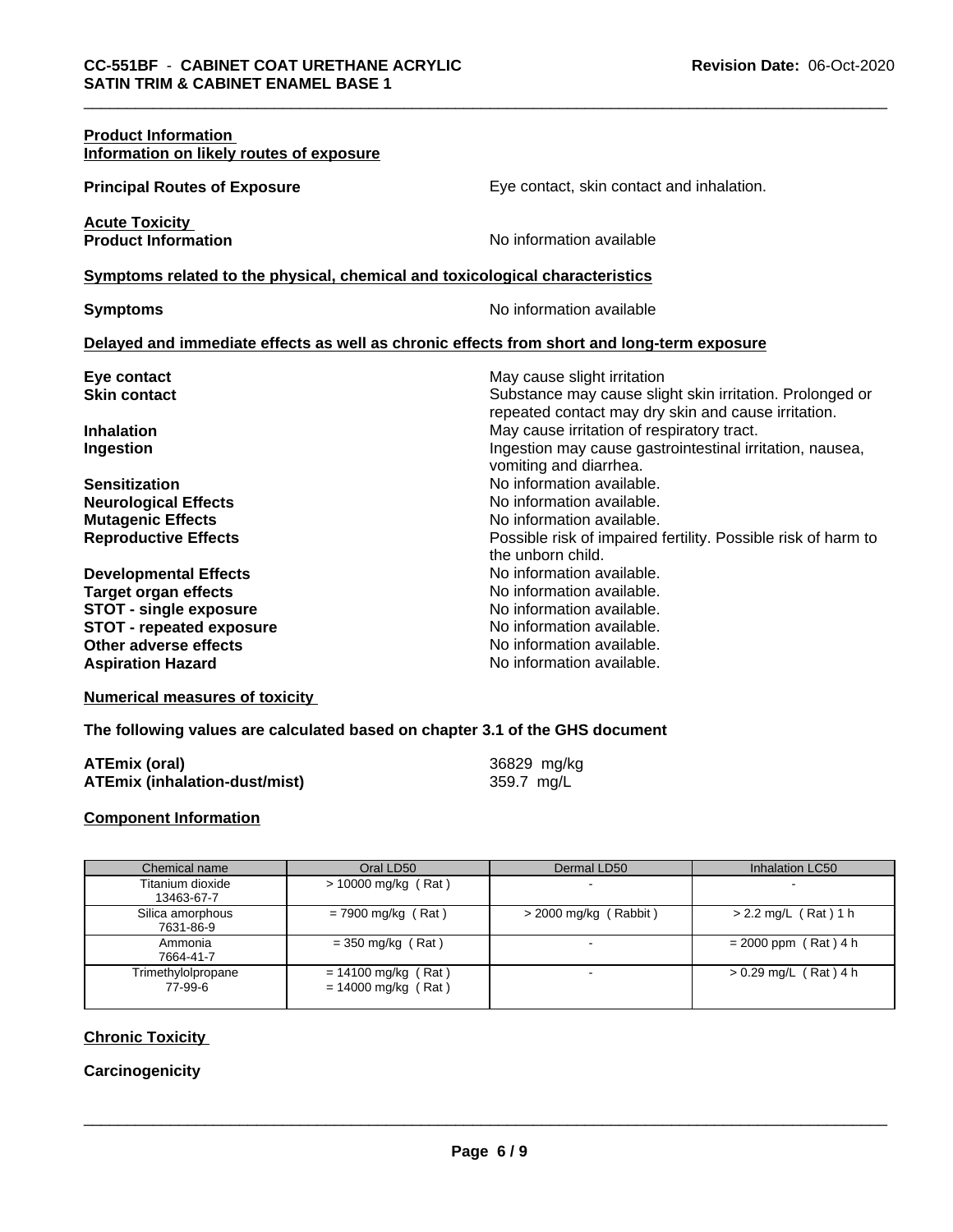**Product Information**
**Information on likely routes of exposure**

**Principal Routes of Exposure** Eye contact, skin contact and inhalation.

**Acute Toxicity**
**Product Information** No information available

**Symptoms related to the physical, chemical and toxicological characteristics**

**Symptoms** No information available

**Delayed and immediate effects as well as chronic effects from short and long-term exposure**

**Eye contact** May cause slight irritation
**Skin contact** Substance may cause slight skin irritation. Prolonged or repeated contact may dry skin and cause irritation.
**Inhalation** May cause irritation of respiratory tract.
**Ingestion** Ingestion may cause gastrointestinal irritation, nausea, vomiting and diarrhea.
**Sensitization** No information available.
**Neurological Effects** No information available.
**Mutagenic Effects** No information available.
**Reproductive Effects** Possible risk of impaired fertility. Possible risk of harm to the unborn child.
**Developmental Effects** No information available.
**Target organ effects** No information available.
**STOT - single exposure** No information available.
**STOT - repeated exposure** No information available.
**Other adverse effects** No information available.
**Aspiration Hazard** No information available.

**Numerical measures of toxicity**

**The following values are calculated based on chapter 3.1 of the GHS document**

**ATEmix (oral)** 36829 mg/kg
**ATEmix (inhalation-dust/mist)** 359.7 mg/L

**Component Information**

| Chemical name | Oral LD50 | Dermal LD50 | Inhalation LC50 |
|---|---|---|---|
| Titanium dioxide 13463-67-7 | > 10000 mg/kg ( Rat ) | - | - |
| Silica amorphous 7631-86-9 | = 7900 mg/kg ( Rat ) | > 2000 mg/kg ( Rabbit ) | > 2.2 mg/L ( Rat ) 1 h |
| Ammonia 7664-41-7 | = 350 mg/kg ( Rat ) | - | = 2000 ppm ( Rat ) 4 h |
| Trimethylolpropane 77-99-6 | = 14100 mg/kg ( Rat ) = 14000 mg/kg ( Rat ) | - | > 0.29 mg/L ( Rat ) 4 h |

**Chronic Toxicity**

**Carcinogenicity**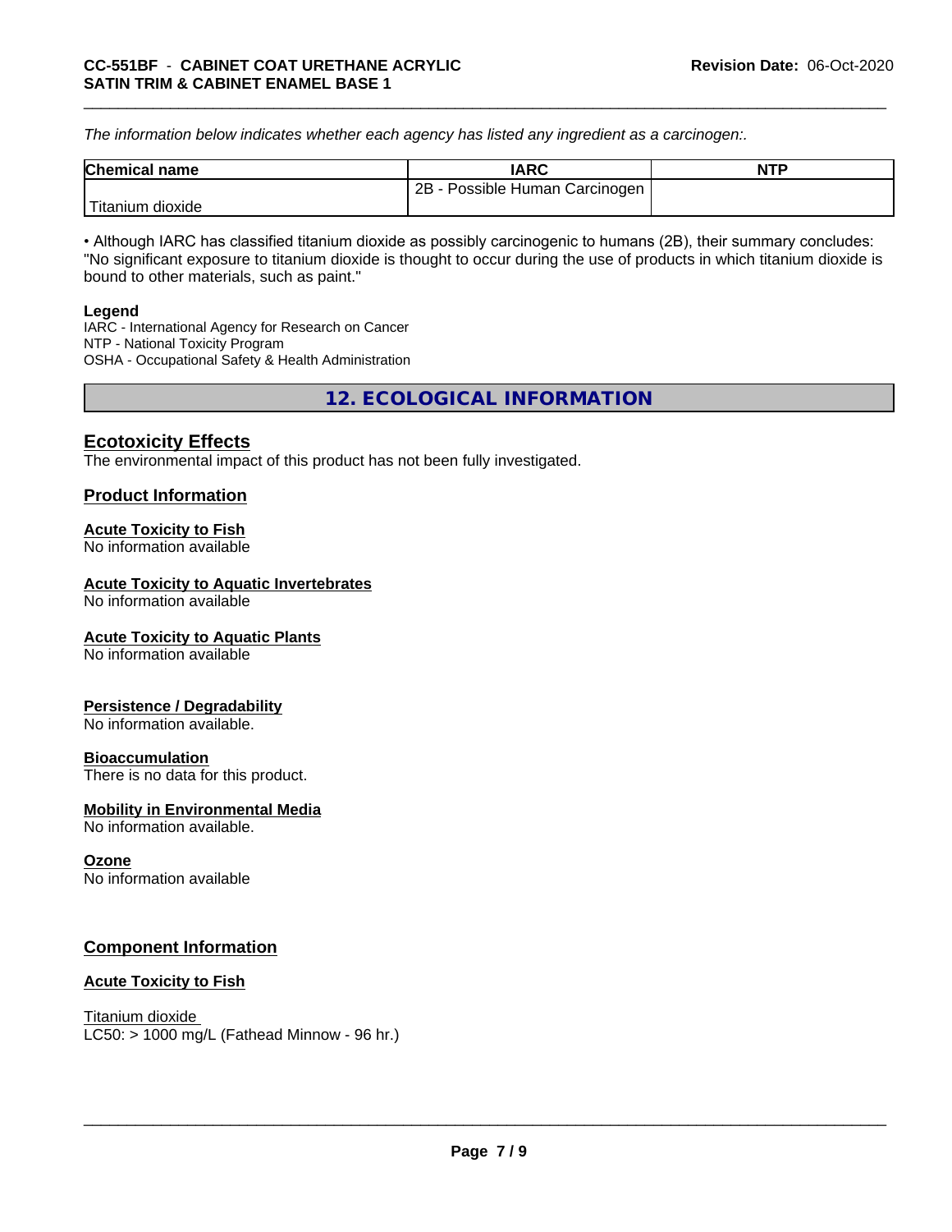*The information below indicates whether each agency has listed any ingredient as a carcinogen:.*

| Chemical name | IARC | NTP |
|---|---|---|
| Titanium dioxide | 2B - Possible Human Carcinogen | |

• Although IARC has classified titanium dioxide as possibly carcinogenic to humans (2B), their summary concludes: "No significant exposure to titanium dioxide is thought to occur during the use of products in which titanium dioxide is bound to other materials, such as paint."

**Legend**
IARC - International Agency for Research on Cancer
NTP - National Toxicity Program
OSHA - Occupational Safety & Health Administration

## 12. ECOLOGICAL INFORMATION

### Ecotoxicity Effects

The environmental impact of this product has not been fully investigated.

### Product Information

**Acute Toxicity to Fish**
No information available

**Acute Toxicity to Aquatic Invertebrates**
No information available

**Acute Toxicity to Aquatic Plants**
No information available

**Persistence / Degradability**
No information available.

**Bioaccumulation**
There is no data for this product.

**Mobility in Environmental Media**
No information available.

**Ozone**
No information available

### Component Information

**Acute Toxicity to Fish**

Titanium dioxide
LC50: > 1000 mg/L (Fathead Minnow - 96 hr.)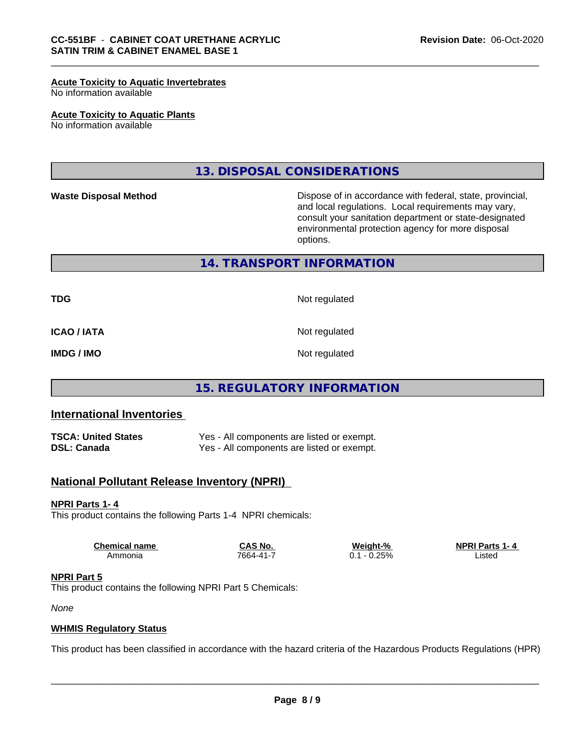**Acute Toxicity to Aquatic Invertebrates**
No information available

**Acute Toxicity to Aquatic Plants**
No information available

## 13. DISPOSAL CONSIDERATIONS

**Waste Disposal Method** — Dispose of in accordance with federal, state, provincial, and local regulations. Local requirements may vary, consult your sanitation department or state-designated environmental protection agency for more disposal options.

## 14. TRANSPORT INFORMATION

| | |
|---|---|
| **TDG** | Not regulated |
| **ICAO / IATA** | Not regulated |
| **IMDG / IMO** | Not regulated |

## 15. REGULATORY INFORMATION

### International Inventories

| | |
|---|---|
| **TSCA: United States** | Yes - All components are listed or exempt. |
| **DSL: Canada** | Yes - All components are listed or exempt. |

### National Pollutant Release Inventory (NPRI)

**NPRI Parts 1- 4**
This product contains the following Parts 1-4 NPRI chemicals:

| Chemical name | CAS No. | Weight-% | NPRI Parts 1- 4 |
|---|---|---|---|
| Ammonia | 7664-41-7 | 0.1 - 0.25% | Listed |

**NPRI Part 5**
This product contains the following NPRI Part 5 Chemicals:

*None*

**WHMIS Regulatory Status**

This product has been classified in accordance with the hazard criteria of the Hazardous Products Regulations (HPR)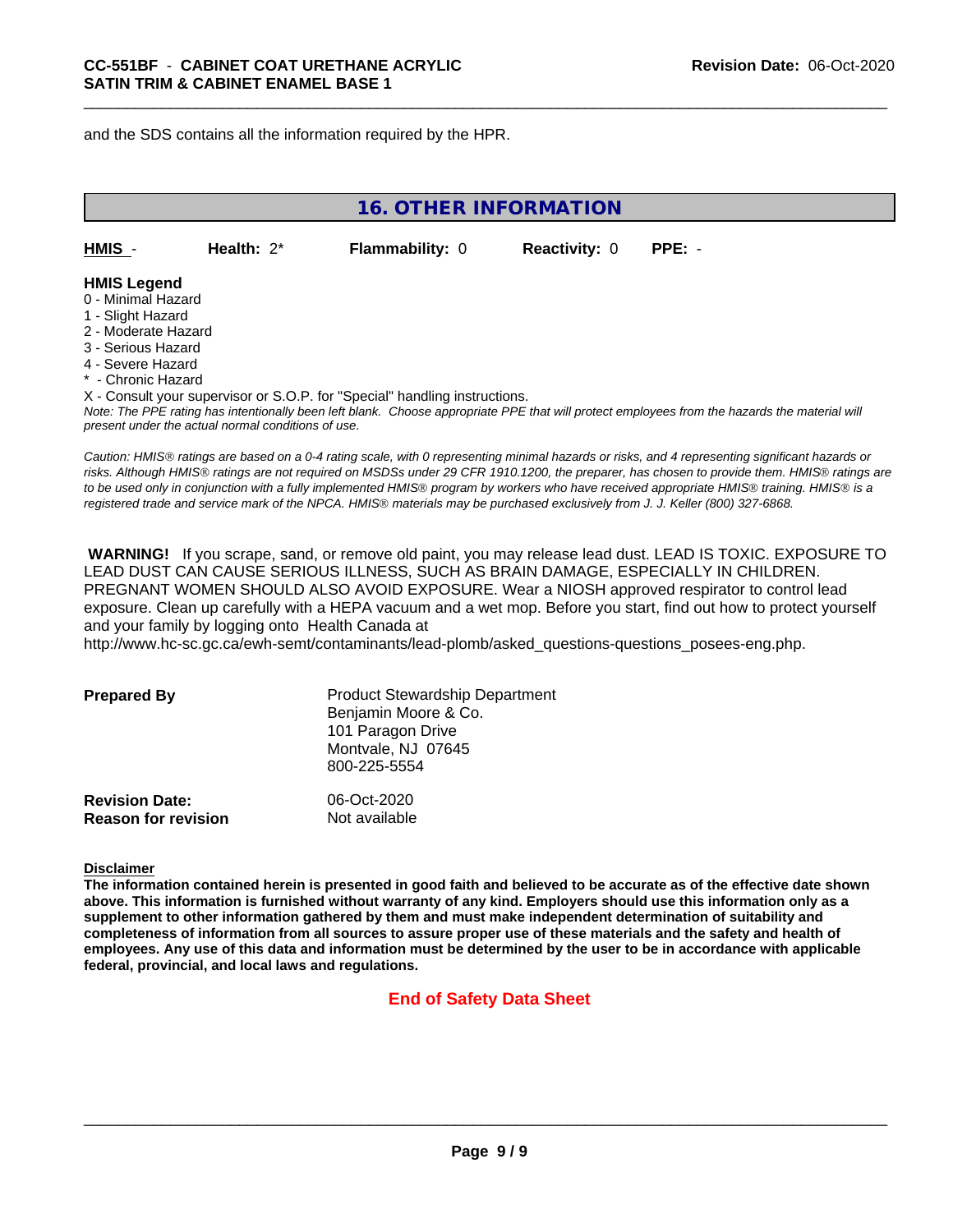and the SDS contains all the information required by the HPR.

## 16. OTHER INFORMATION

| HMIS - | Health: 2* | Flammability: 0 | Reactivity: 0 | PPE: - |
|---|---|---|---|---|

**HMIS Legend**
0 - Minimal Hazard
1 - Slight Hazard
2 - Moderate Hazard
3 - Serious Hazard
4 - Severe Hazard
* - Chronic Hazard
X - Consult your supervisor or S.O.P. for "Special" handling instructions.

*Note: The PPE rating has intentionally been left blank. Choose appropriate PPE that will protect employees from the hazards the material will present under the actual normal conditions of use.*

*Caution: HMIS® ratings are based on a 0-4 rating scale, with 0 representing minimal hazards or risks, and 4 representing significant hazards or risks. Although HMIS® ratings are not required on MSDSs under 29 CFR 1910.1200, the preparer, has chosen to provide them. HMIS® ratings are to be used only in conjunction with a fully implemented HMIS® program by workers who have received appropriate HMIS® training. HMIS® is a registered trade and service mark of the NPCA. HMIS® materials may be purchased exclusively from J. J. Keller (800) 327-6868.*

**WARNING!** If you scrape, sand, or remove old paint, you may release lead dust. LEAD IS TOXIC. EXPOSURE TO LEAD DUST CAN CAUSE SERIOUS ILLNESS, SUCH AS BRAIN DAMAGE, ESPECIALLY IN CHILDREN. PREGNANT WOMEN SHOULD ALSO AVOID EXPOSURE. Wear a NIOSH approved respirator to control lead exposure. Clean up carefully with a HEPA vacuum and a wet mop. Before you start, find out how to protect yourself and your family by logging onto Health Canada at http://www.hc-sc.gc.ca/ewh-semt/contaminants/lead-plomb/asked_questions-questions_posees-eng.php.

**Prepared By**
Product Stewardship Department
Benjamin Moore & Co.
101 Paragon Drive
Montvale, NJ 07645
800-225-5554

**Revision Date:** 06-Oct-2020
**Reason for revision** Not available

**Disclaimer**

**The information contained herein is presented in good faith and believed to be accurate as of the effective date shown above. This information is furnished without warranty of any kind. Employers should use this information only as a supplement to other information gathered by them and must make independent determination of suitability and completeness of information from all sources to assure proper use of these materials and the safety and health of employees. Any use of this data and information must be determined by the user to be in accordance with applicable federal, provincial, and local laws and regulations.**

**End of Safety Data Sheet**